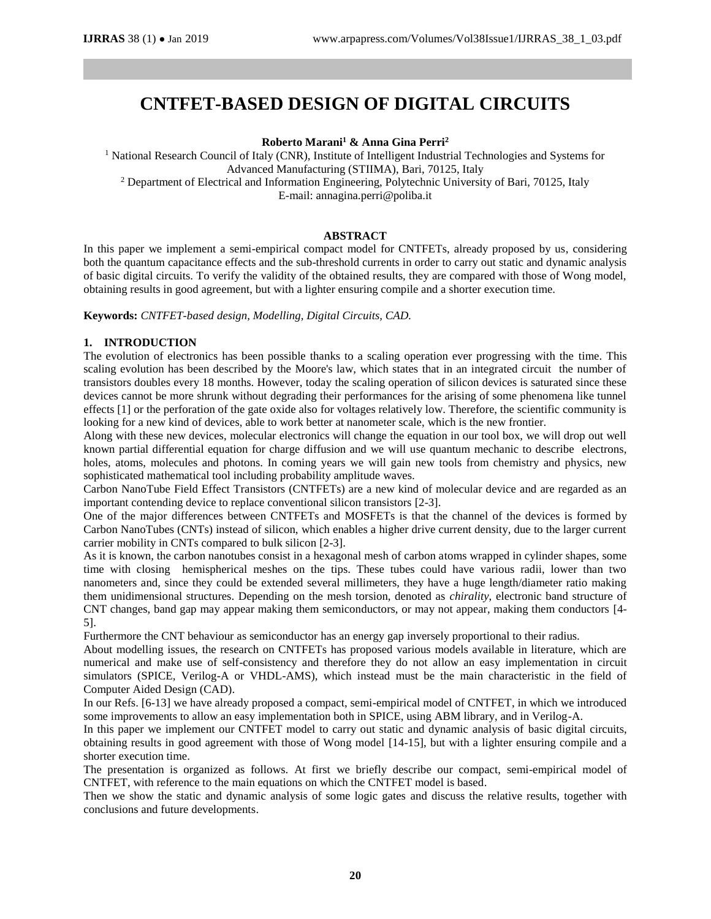# CNTFET-BASED DESIGN OF DIGITAL CIRCUITS

**Roberto Marani[1] & Anna Gina Perri[2]**

[1] National Research Council of Italy (CNR), Institute of Intelligent Industrial Technologies and Systems for Advanced Manufacturing (STIIMA), Bari, 70125, Italy

[2] Department of Electrical and Information Engineering, Polytechnic University of Bari, 70125, Italy

E-mail: annagina.perri@poliba.it

## ABSTRACT

In this paper we implement a semi-empirical compact model for CNTFETs, already proposed by us, considering both the quantum capacitance effects and the sub-threshold currents in order to carry out static and dynamic analysis of basic digital circuits. To verify the validity of the obtained results, they are compared with those of Wong model, obtaining results in good agreement, but with a lighter ensuring compile and a shorter execution time.

**Keywords:** *CNTFET-based design, Modelling, Digital Circuits, CAD.*

## 1. INTRODUCTION

The evolution of electronics has been possible thanks to a scaling operation ever progressing with the time. This scaling evolution has been described by the Moore's law, which states that in an integrated circuit the number of transistors doubles every 18 months. However, today the scaling operation of silicon devices is saturated since these devices cannot be more shrunk without degrading their performances for the arising of some phenomena like tunnel effects [1] or the perforation of the gate oxide also for voltages relatively low. Therefore, the scientific community is looking for a new kind of devices, able to work better at nanometer scale, which is the new frontier.

Along with these new devices, molecular electronics will change the equation in our tool box, we will drop out well known partial differential equation for charge diffusion and we will use quantum mechanic to describe electrons, holes, atoms, molecules and photons. In coming years we will gain new tools from chemistry and physics, new sophisticated mathematical tool including probability amplitude waves.

Carbon NanoTube Field Effect Transistors (CNTFETs) are a new kind of molecular device and are regarded as an important contending device to replace conventional silicon transistors [2-3].

One of the major differences between CNTFETs and MOSFETs is that the channel of the devices is formed by Carbon NanoTubes (CNTs) instead of silicon, which enables a higher drive current density, due to the larger current carrier mobility in CNTs compared to bulk silicon [2-3].

As it is known, the carbon nanotubes consist in a hexagonal mesh of carbon atoms wrapped in cylinder shapes, some time with closing hemispherical meshes on the tips. These tubes could have various radii, lower than two nanometers and, since they could be extended several millimeters, they have a huge length/diameter ratio making them unidimensional structures. Depending on the mesh torsion, denoted as *chirality*, electronic band structure of CNT changes, band gap may appear making them semiconductors, or may not appear, making them conductors [4-5].

Furthermore the CNT behaviour as semiconductor has an energy gap inversely proportional to their radius.

About modelling issues, the research on CNTFETs has proposed various models available in literature, which are numerical and make use of self-consistency and therefore they do not allow an easy implementation in circuit simulators (SPICE, Verilog-A or VHDL-AMS), which instead must be the main characteristic in the field of Computer Aided Design (CAD).

In our Refs. [6-13] we have already proposed a compact, semi-empirical model of CNTFET, in which we introduced some improvements to allow an easy implementation both in SPICE, using ABM library, and in Verilog-A.

In this paper we implement our CNTFET model to carry out static and dynamic analysis of basic digital circuits, obtaining results in good agreement with those of Wong model [14-15], but with a lighter ensuring compile and a shorter execution time.

The presentation is organized as follows. At first we briefly describe our compact, semi-empirical model of CNTFET, with reference to the main equations on which the CNTFET model is based.

Then we show the static and dynamic analysis of some logic gates and discuss the relative results, together with conclusions and future developments.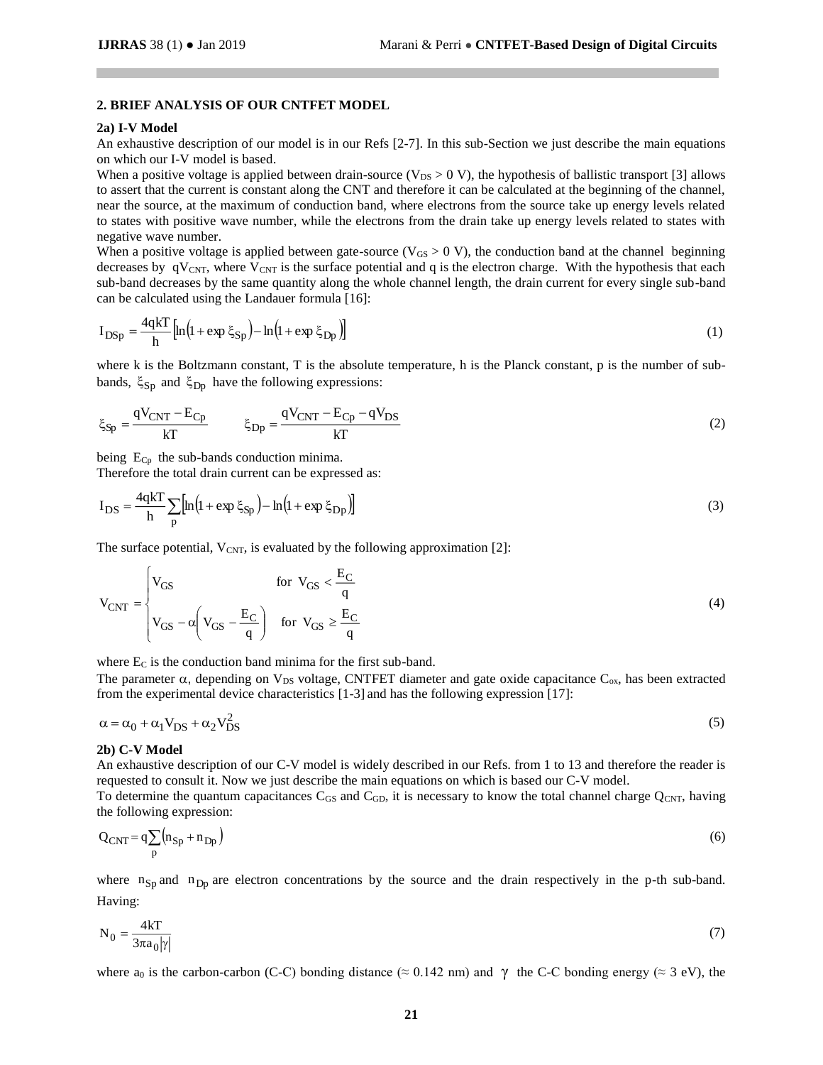## 2. BRIEF ANALYSIS OF OUR CNTFET MODEL

### 2a) I-V Model

An exhaustive description of our model is in our Refs [2-7]. In this sub-Section we just describe the main equations on which our I-V model is based.

When a positive voltage is applied between drain-source ($V_{DS} > 0$ V), the hypothesis of ballistic transport [3] allows to assert that the current is constant along the CNT and therefore it can be calculated at the beginning of the channel, near the source, at the maximum of conduction band, where electrons from the source take up energy levels related to states with positive wave number, while the electrons from the drain take up energy levels related to states with negative wave number.

When a positive voltage is applied between gate-source ($V_{GS} > 0$ V), the conduction band at the channel beginning decreases by $qV_{CNT}$, where $V_{CNT}$ is the surface potential and q is the electron charge. With the hypothesis that each sub-band decreases by the same quantity along the whole channel length, the drain current for every single sub-band can be calculated using the Landauer formula [16]:

$$I_{DSp} = \frac{4qkT}{h}\left[\ln\left(1+\exp\xi_{Sp}\right)-\ln\left(1+\exp\xi_{Dp}\right)\right] \tag{1}$$

where k is the Boltzmann constant, T is the absolute temperature, h is the Planck constant, p is the number of sub-bands, $\xi_{Sp}$ and $\xi_{Dp}$ have the following expressions:

$$\xi_{Sp} = \frac{qV_{CNT} - E_{Cp}}{kT} \qquad \xi_{Dp} = \frac{qV_{CNT} - E_{Cp} - qV_{DS}}{kT} \tag{2}$$

being $E_{Cp}$ the sub-bands conduction minima.

Therefore the total drain current can be expressed as:

$$I_{DS} = \frac{4qkT}{h}\sum_{p}\left[\ln\left(1+\exp\xi_{Sp}\right)-\ln\left(1+\exp\xi_{Dp}\right)\right] \tag{3}$$

The surface potential, $V_{CNT}$, is evaluated by the following approximation [2]:

$$V_{CNT} = \begin{cases} V_{GS} & \text{for } V_{GS} < \dfrac{E_C}{q} \\ V_{GS} - \alpha\left(V_{GS} - \dfrac{E_C}{q}\right) & \text{for } V_{GS} \geq \dfrac{E_C}{q} \end{cases} \tag{4}$$

where $E_C$ is the conduction band minima for the first sub-band.

The parameter $\alpha$, depending on $V_{DS}$ voltage, CNTFET diameter and gate oxide capacitance $C_{ox}$, has been extracted from the experimental device characteristics [1-3] and has the following expression [17]:

$$\alpha = \alpha_0 + \alpha_1 V_{DS} + \alpha_2 V_{DS}^2 \tag{5}$$

### 2b) C-V Model

An exhaustive description of our C-V model is widely described in our Refs. from 1 to 13 and therefore the reader is requested to consult it. Now we just describe the main equations on which is based our C-V model.

To determine the quantum capacitances $C_{GS}$ and $C_{GD}$, it is necessary to know the total channel charge $Q_{CNT}$, having the following expression:

$$Q_{CNT} = q\sum_{p}\left(n_{Sp} + n_{Dp}\right) \tag{6}$$

where $n_{Sp}$ and $n_{Dp}$ are electron concentrations by the source and the drain respectively in the p-th sub-band. Having:

$$N_0 = \frac{4kT}{3\pi a_0|\gamma|} \tag{7}$$

where $a_0$ is the carbon-carbon (C-C) bonding distance ($\approx$ 0.142 nm) and $\gamma$ the C-C bonding energy ($\approx$ 3 eV), the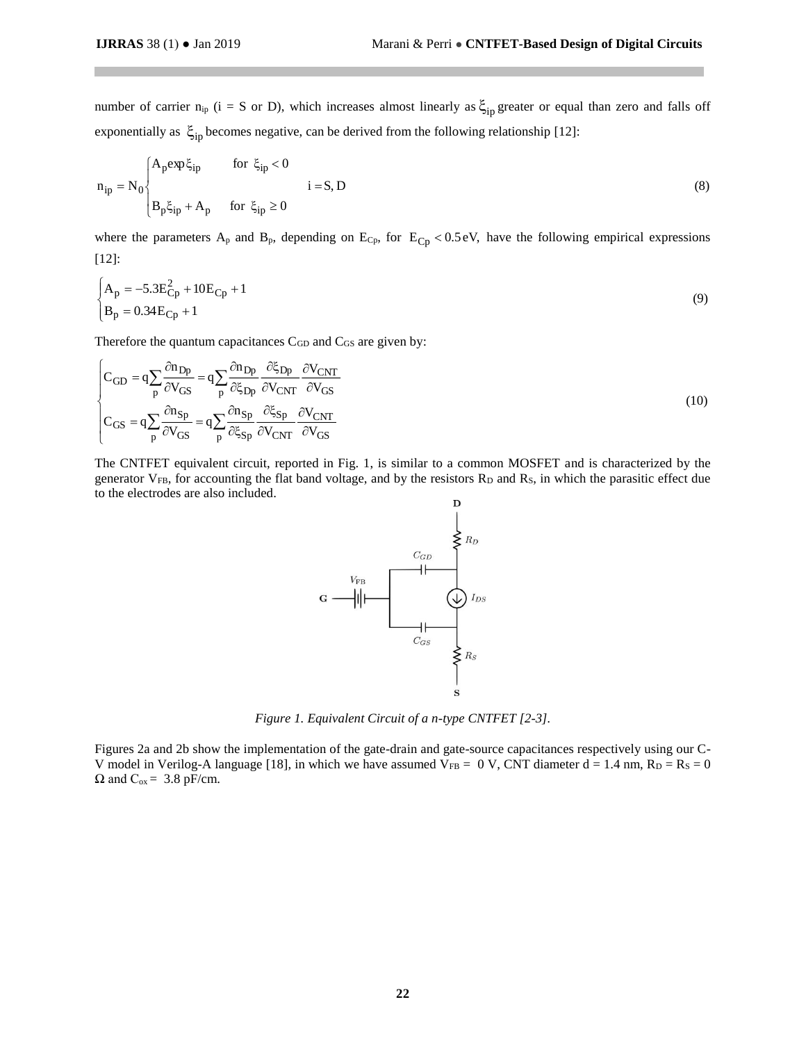number of carrier $n_{ip}$ (i = S or D), which increases almost linearly as $\xi_{ip}$ greater or equal than zero and falls off exponentially as $\xi_{ip}$ becomes negative, can be derived from the following relationship [12]:

$$
n_{ip} = N_0 \begin{cases} A_p \exp \xi_{ip} & \text{for } \xi_{ip} < 0 \\ B_p \xi_{ip} + A_p & \text{for } \xi_{ip} \geq 0 \end{cases} \qquad i = S, D \tag{8}
$$

where the parameters $A_p$ and $B_p$, depending on $E_{Cp}$, for $E_{Cp} < 0.5\,\text{eV}$, have the following empirical expressions [12]:

$$
\begin{cases} A_p = -5.3E_{Cp}^2 + 10E_{Cp} + 1 \\ B_p = 0.34E_{Cp} + 1 \end{cases} \tag{9}
$$

Therefore the quantum capacitances $C_{GD}$ and $C_{GS}$ are given by:

$$
\begin{cases} C_{GD} = q\sum_p \dfrac{\partial n_{Dp}}{\partial V_{GS}} = q\sum_p \dfrac{\partial n_{Dp}}{\partial \xi_{Dp}} \dfrac{\partial \xi_{Dp}}{\partial V_{CNT}} \dfrac{\partial V_{CNT}}{\partial V_{GS}} \\ C_{GS} = q\sum_p \dfrac{\partial n_{Sp}}{\partial V_{GS}} = q\sum_p \dfrac{\partial n_{Sp}}{\partial \xi_{Sp}} \dfrac{\partial \xi_{Sp}}{\partial V_{CNT}} \dfrac{\partial V_{CNT}}{\partial V_{GS}} \end{cases} \tag{10}
$$

The CNTFET equivalent circuit, reported in Fig. 1, is similar to a common MOSFET and is characterized by the generator $V_{FB}$, for accounting the flat band voltage, and by the resistors $R_D$ and $R_S$, in which the parasitic effect due to the electrodes are also included.

*Figure 1. Equivalent Circuit of a n-type CNTFET [2-3].*

Figures 2a and 2b show the implementation of the gate-drain and gate-source capacitances respectively using our C-V model in Verilog-A language [18], in which we have assumed $V_{FB} = 0$ V, CNT diameter d = 1.4 nm, $R_D = R_S = 0$ Ω and $C_{ox} = 3.8$ pF/cm.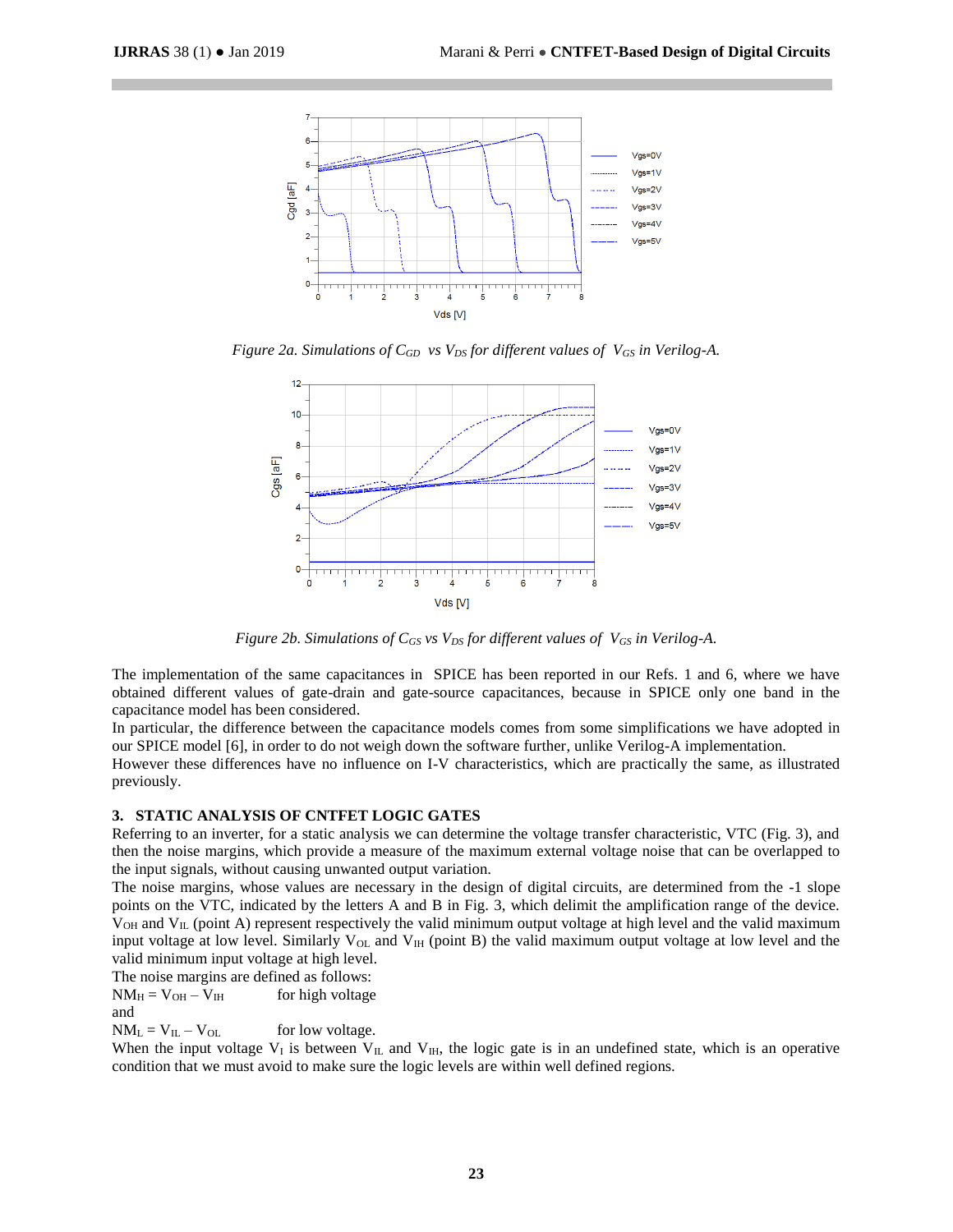*Figure 2a. Simulations of $C_{GD}$ vs $V_{DS}$ for different values of $V_{GS}$ in Verilog-A.*

*Figure 2b. Simulations of $C_{GS}$ vs $V_{DS}$ for different values of $V_{GS}$ in Verilog-A.*

The implementation of the same capacitances in SPICE has been reported in our Refs. 1 and 6, where we have obtained different values of gate-drain and gate-source capacitances, because in SPICE only one band in the capacitance model has been considered.

In particular, the difference between the capacitance models comes from some simplifications we have adopted in our SPICE model [6], in order to do not weigh down the software further, unlike Verilog-A implementation.

However these differences have no influence on I-V characteristics, which are practically the same, as illustrated previously.

## 3. STATIC ANALYSIS OF CNTFET LOGIC GATES

Referring to an inverter, for a static analysis we can determine the voltage transfer characteristic, VTC (Fig. 3), and then the noise margins, which provide a measure of the maximum external voltage noise that can be overlapped to the input signals, without causing unwanted output variation.

The noise margins, whose values are necessary in the design of digital circuits, are determined from the -1 slope points on the VTC, indicated by the letters A and B in Fig. 3, which delimit the amplification range of the device. $V_{OH}$ and $V_{IL}$ (point A) represent respectively the valid minimum output voltage at high level and the valid maximum input voltage at low level. Similarly $V_{OL}$ and $V_{IH}$ (point B) the valid maximum output voltage at low level and the valid minimum input voltage at high level.

The noise margins are defined as follows:

$NM_H = V_{OH} - V_{IH}$ for high voltage

and

$NM_L = V_{IL} - V_{OL}$ for low voltage.

When the input voltage $V_I$ is between $V_{IL}$ and $V_{IH}$, the logic gate is in an undefined state, which is an operative condition that we must avoid to make sure the logic levels are within well defined regions.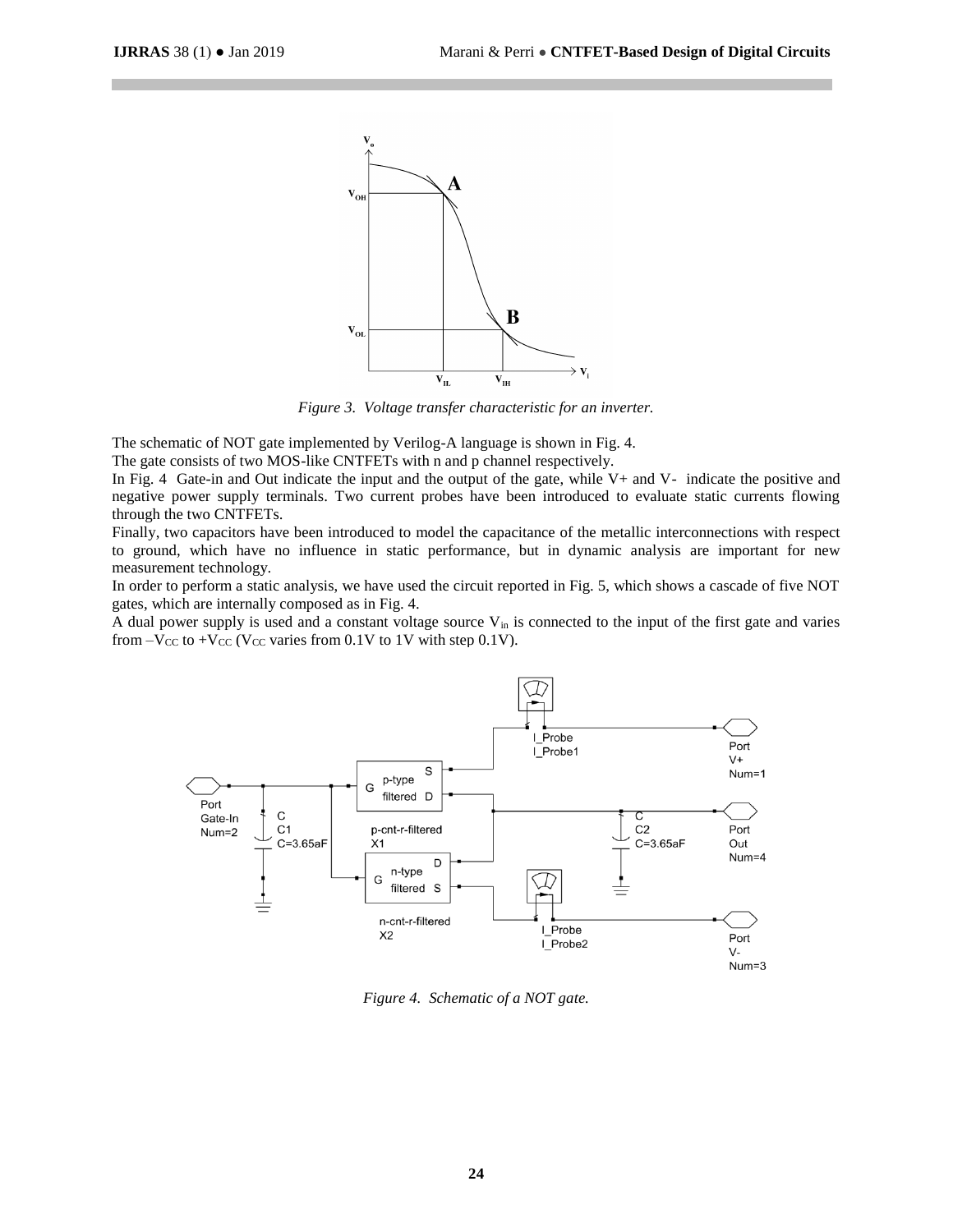*Figure 3. Voltage transfer characteristic for an inverter.*

The schematic of NOT gate implemented by Verilog-A language is shown in Fig. 4.

The gate consists of two MOS-like CNTFETs with n and p channel respectively.

In Fig. 4 Gate-in and Out indicate the input and the output of the gate, while V+ and V- indicate the positive and negative power supply terminals. Two current probes have been introduced to evaluate static currents flowing through the two CNTFETs.

Finally, two capacitors have been introduced to model the capacitance of the metallic interconnections with respect to ground, which have no influence in static performance, but in dynamic analysis are important for new measurement technology.

In order to perform a static analysis, we have used the circuit reported in Fig. 5, which shows a cascade of five NOT gates, which are internally composed as in Fig. 4.

A dual power supply is used and a constant voltage source $V_{in}$ is connected to the input of the first gate and varies from $-V_{CC}$ to $+V_{CC}$ ($V_{CC}$ varies from 0.1V to 1V with step 0.1V).

*Figure 4. Schematic of a NOT gate.*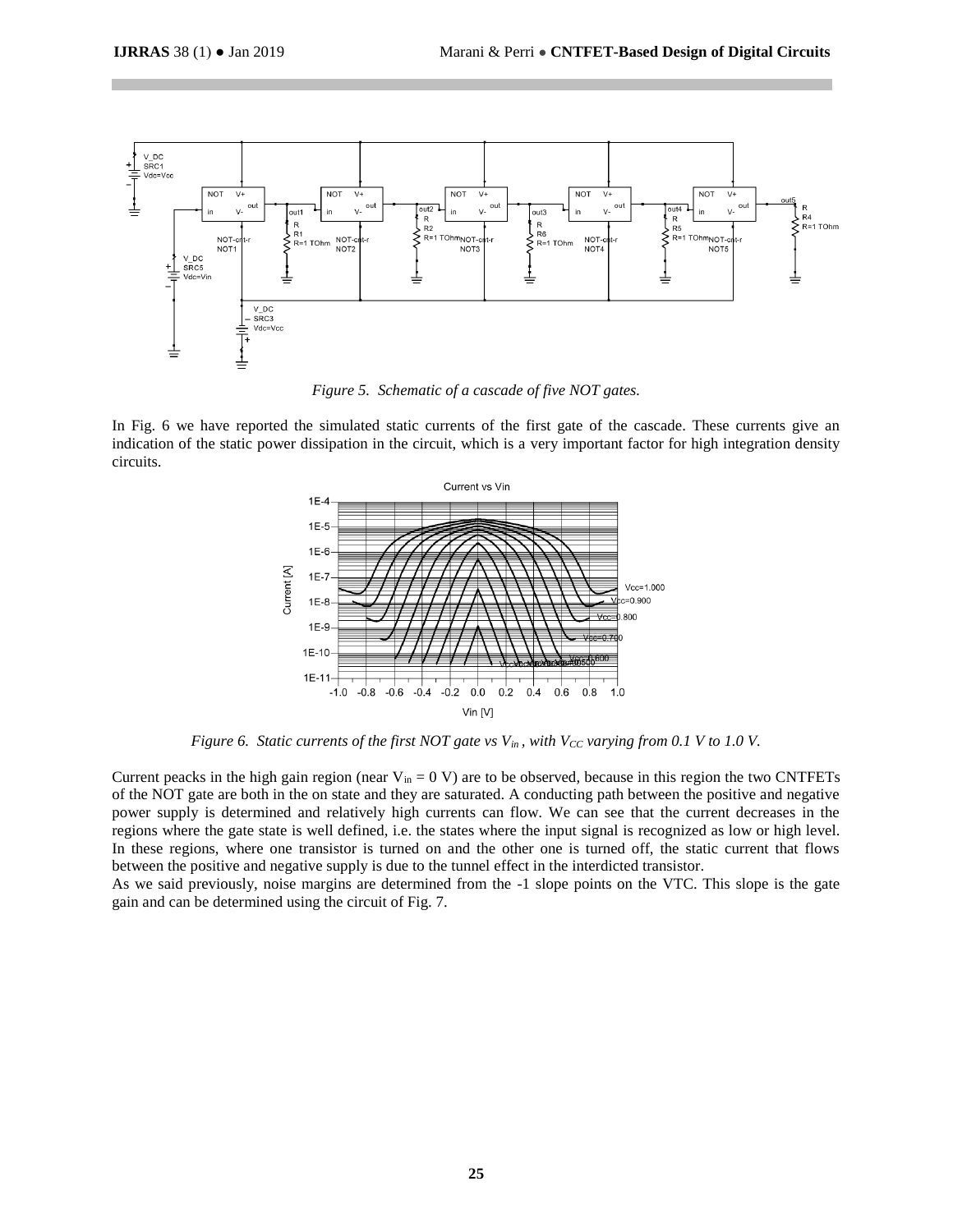*Figure 5. Schematic of a cascade of five NOT gates.*

In Fig. 6 we have reported the simulated static currents of the first gate of the cascade. These currents give an indication of the static power dissipation in the circuit, which is a very important factor for high integration density circuits.

*Figure 6. Static currents of the first NOT gate vs $V_{in}$, with $V_{CC}$ varying from 0.1 V to 1.0 V.*

Current peacks in the high gain region (near $V_{in} = 0$ V) are to be observed, because in this region the two CNTFETs of the NOT gate are both in the on state and they are saturated. A conducting path between the positive and negative power supply is determined and relatively high currents can flow. We can see that the current decreases in the regions where the gate state is well defined, i.e. the states where the input signal is recognized as low or high level. In these regions, where one transistor is turned on and the other one is turned off, the static current that flows between the positive and negative supply is due to the tunnel effect in the interdicted transistor.

As we said previously, noise margins are determined from the -1 slope points on the VTC. This slope is the gate gain and can be determined using the circuit of Fig. 7.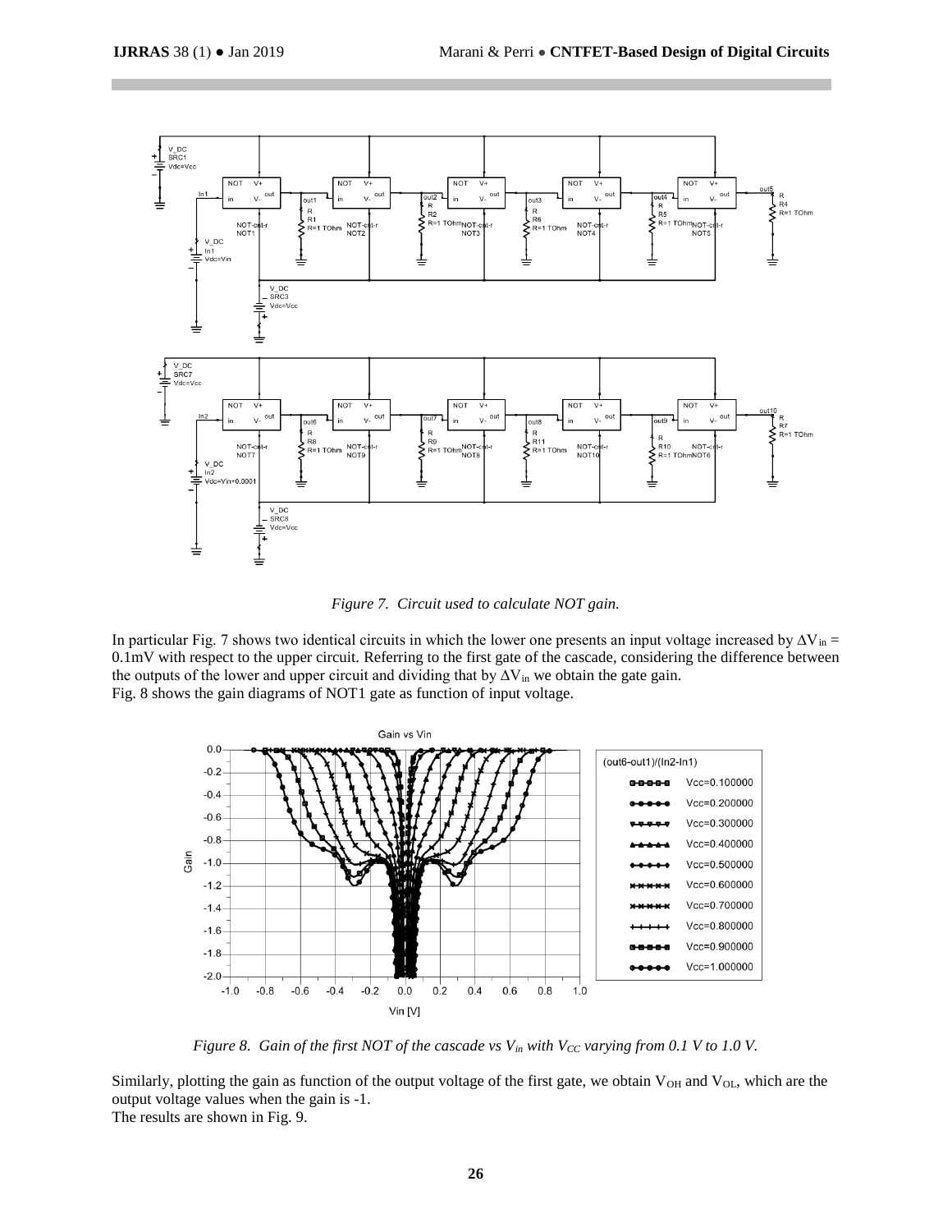*Figure 7. Circuit used to calculate NOT gain.*

In particular Fig. 7 shows two identical circuits in which the lower one presents an input voltage increased by $\Delta V_{in}$ = 0.1mV with respect to the upper circuit. Referring to the first gate of the cascade, considering the difference between the outputs of the lower and upper circuit and dividing that by $\Delta V_{in}$ we obtain the gate gain.
Fig. 8 shows the gain diagrams of NOT1 gate as function of input voltage.

*Figure 8. Gain of the first NOT of the cascade vs $V_{in}$ with $V_{CC}$ varying from 0.1 V to 1.0 V.*

Similarly, plotting the gain as function of the output voltage of the first gate, we obtain $V_{OH}$ and $V_{OL}$, which are the output voltage values when the gain is -1.
The results are shown in Fig. 9.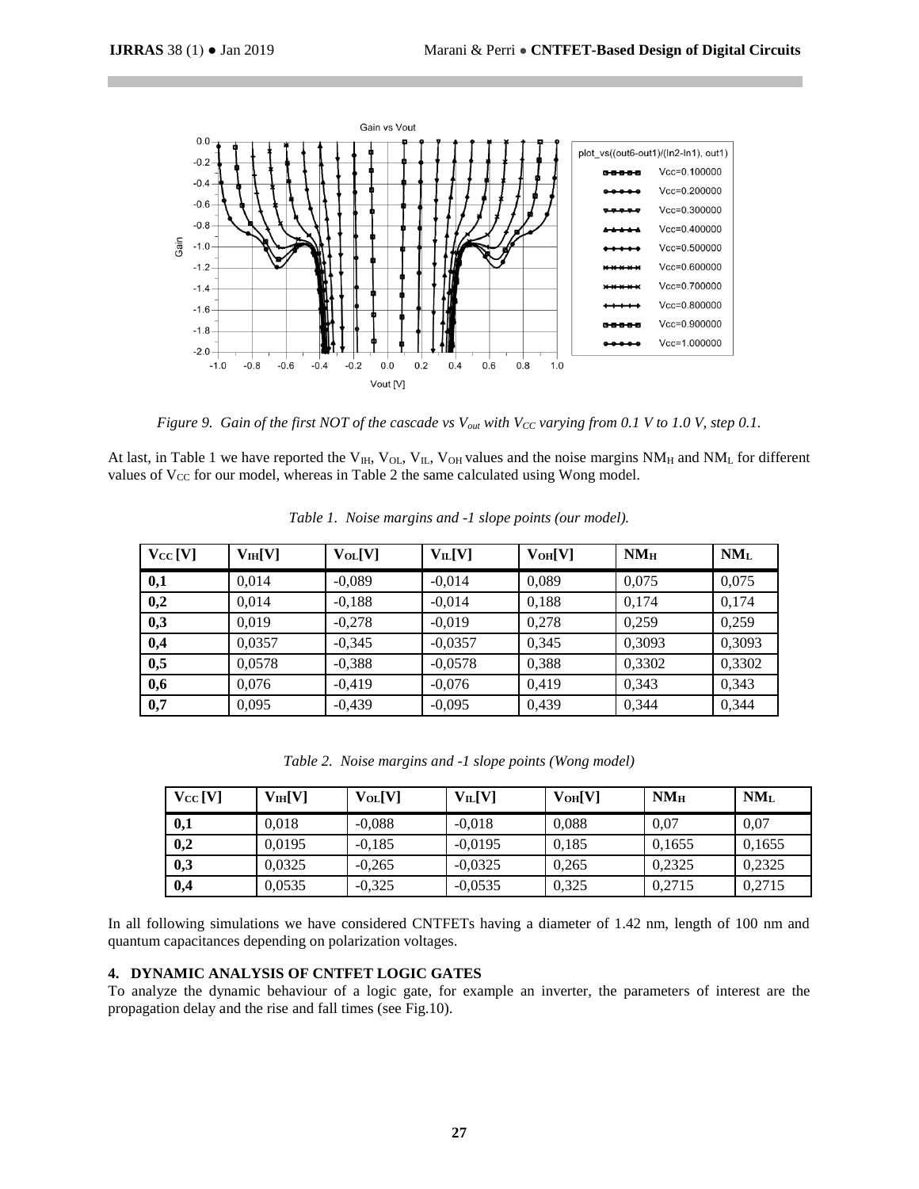*Figure 9. Gain of the first NOT of the cascade vs $V_{out}$ with $V_{CC}$ varying from 0.1 V to 1.0 V, step 0.1.*

At last, in Table 1 we have reported the $V_{IH}$, $V_{OL}$, $V_{IL}$, $V_{OH}$ values and the noise margins $NM_H$ and $NM_L$ for different values of $V_{CC}$ for our model, whereas in Table 2 the same calculated using Wong model.

*Table 1. Noise margins and -1 slope points (our model).*

| $V_{CC}$ [V] | $V_{IH}$[V] | $V_{OL}$[V] | $V_{IL}$[V] | $V_{OH}$[V] | $NM_H$ | $NM_L$ |
|---|---|---|---|---|---|---|
| **0,1** | 0,014 | -0,089 | -0,014 | 0,089 | 0,075 | 0,075 |
| **0,2** | 0,014 | -0,188 | -0,014 | 0,188 | 0,174 | 0,174 |
| **0,3** | 0,019 | -0,278 | -0,019 | 0,278 | 0,259 | 0,259 |
| **0,4** | 0,0357 | -0,345 | -0,0357 | 0,345 | 0,3093 | 0,3093 |
| **0,5** | 0,0578 | -0,388 | -0,0578 | 0,388 | 0,3302 | 0,3302 |
| **0,6** | 0,076 | -0,419 | -0,076 | 0,419 | 0,343 | 0,343 |
| **0,7** | 0,095 | -0,439 | -0,095 | 0,439 | 0,344 | 0,344 |

*Table 2. Noise margins and -1 slope points (Wong model)*

| $V_{CC}$ [V] | $V_{IH}$[V] | $V_{OL}$[V] | $V_{IL}$[V] | $V_{OH}$[V] | $NM_H$ | $NM_L$ |
|---|---|---|---|---|---|---|
| **0,1** | 0,018 | -0,088 | -0,018 | 0,088 | 0,07 | 0,07 |
| **0,2** | 0,0195 | -0,185 | -0,0195 | 0,185 | 0,1655 | 0,1655 |
| **0,3** | 0,0325 | -0,265 | -0,0325 | 0,265 | 0,2325 | 0,2325 |
| **0,4** | 0,0535 | -0,325 | -0,0535 | 0,325 | 0,2715 | 0,2715 |

In all following simulations we have considered CNTFETs having a diameter of 1.42 nm, length of 100 nm and quantum capacitances depending on polarization voltages.

## 4. DYNAMIC ANALYSIS OF CNTFET LOGIC GATES

To analyze the dynamic behaviour of a logic gate, for example an inverter, the parameters of interest are the propagation delay and the rise and fall times (see Fig.10).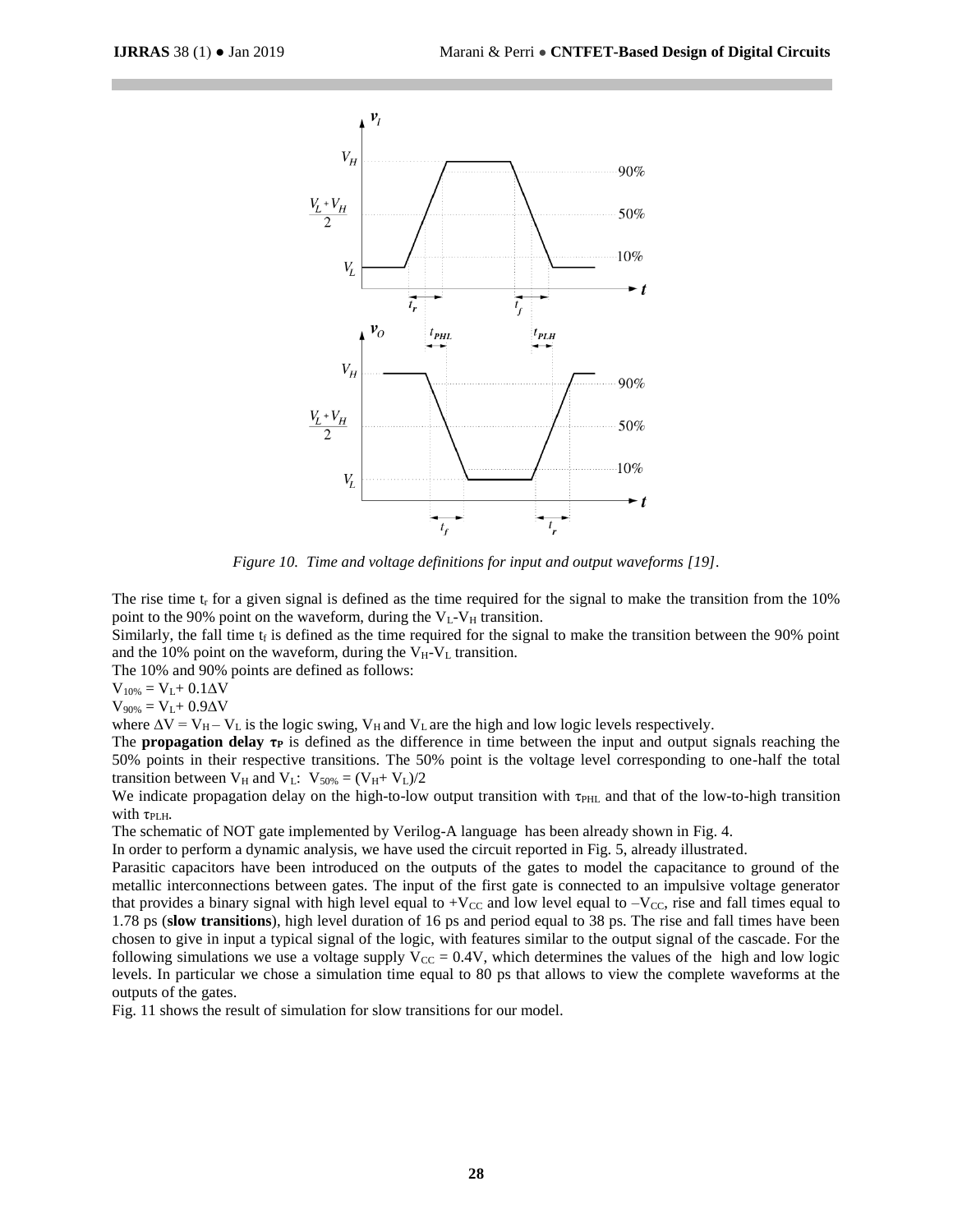*Figure 10. Time and voltage definitions for input and output waveforms [19].*

The rise time $t_r$ for a given signal is defined as the time required for the signal to make the transition from the 10% point to the 90% point on the waveform, during the $V_L$-$V_H$ transition.

Similarly, the fall time $t_f$ is defined as the time required for the signal to make the transition between the 90% point and the 10% point on the waveform, during the $V_H$-$V_L$ transition.

The 10% and 90% points are defined as follows:

$V_{10\%} = V_L + 0.1\Delta V$

$V_{90\%} = V_L + 0.9\Delta V$

where $\Delta V = V_H - V_L$ is the logic swing, $V_H$ and $V_L$ are the high and low logic levels respectively.

The **propagation delay $\tau_P$** is defined as the difference in time between the input and output signals reaching the 50% points in their respective transitions. The 50% point is the voltage level corresponding to one-half the total transition between $V_H$ and $V_L$: $V_{50\%} = (V_H + V_L)/2$

We indicate propagation delay on the high-to-low output transition with $\tau_{PHL}$ and that of the low-to-high transition with $\tau_{PLH}$.

The schematic of NOT gate implemented by Verilog-A language has been already shown in Fig. 4.

In order to perform a dynamic analysis, we have used the circuit reported in Fig. 5, already illustrated.

Parasitic capacitors have been introduced on the outputs of the gates to model the capacitance to ground of the metallic interconnections between gates. The input of the first gate is connected to an impulsive voltage generator that provides a binary signal with high level equal to $+V_{CC}$ and low level equal to $-V_{CC}$, rise and fall times equal to 1.78 ps (**slow transitions**), high level duration of 16 ps and period equal to 38 ps. The rise and fall times have been chosen to give in input a typical signal of the logic, with features similar to the output signal of the cascade. For the following simulations we use a voltage supply $V_{CC} = 0.4$V, which determines the values of the high and low logic levels. In particular we chose a simulation time equal to 80 ps that allows to view the complete waveforms at the outputs of the gates.

Fig. 11 shows the result of simulation for slow transitions for our model.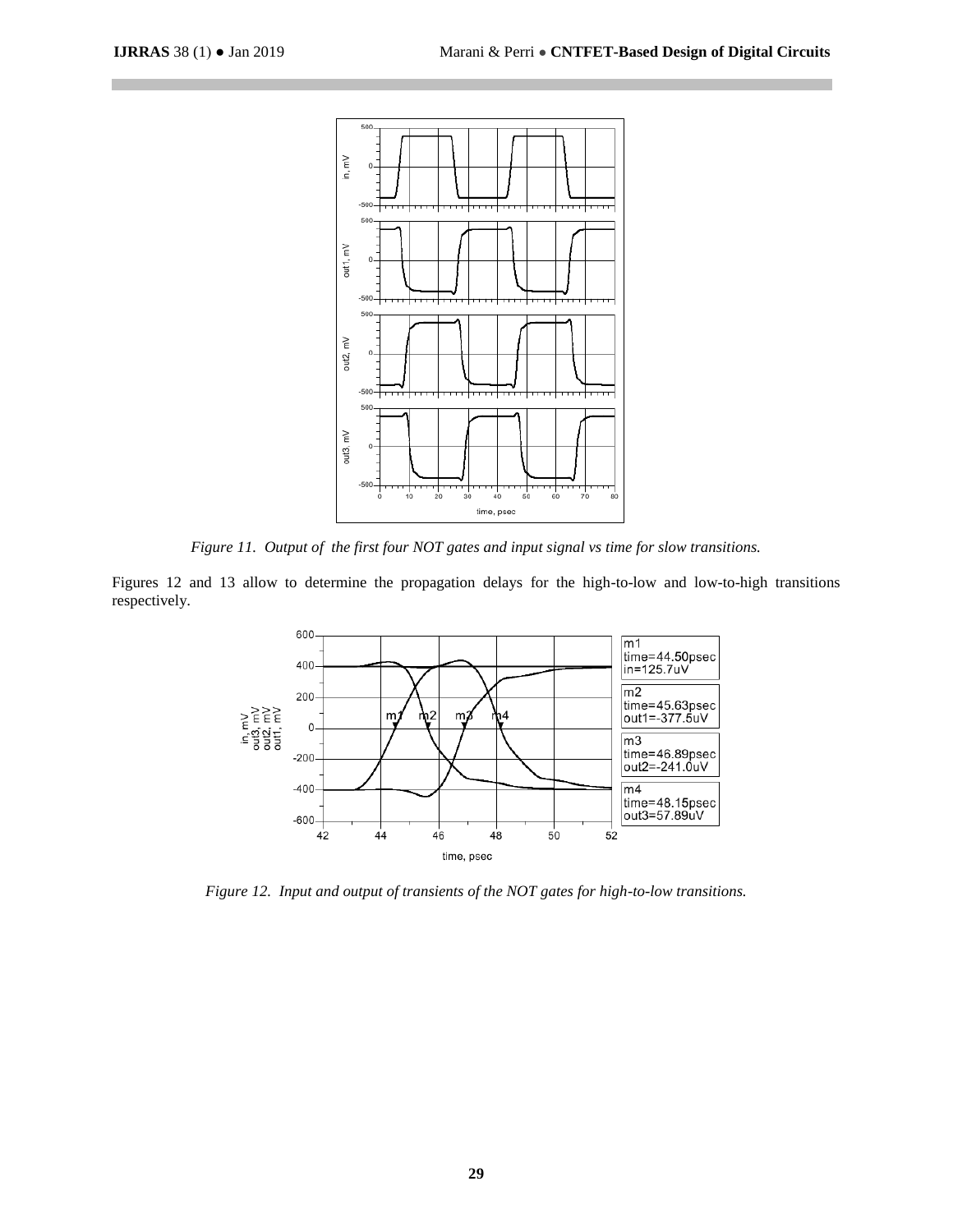*Figure 11. Output of the first four NOT gates and input signal vs time for slow transitions.*

Figures 12 and 13 allow to determine the propagation delays for the high-to-low and low-to-high transitions respectively.

*Figure 12. Input and output of transients of the NOT gates for high-to-low transitions.*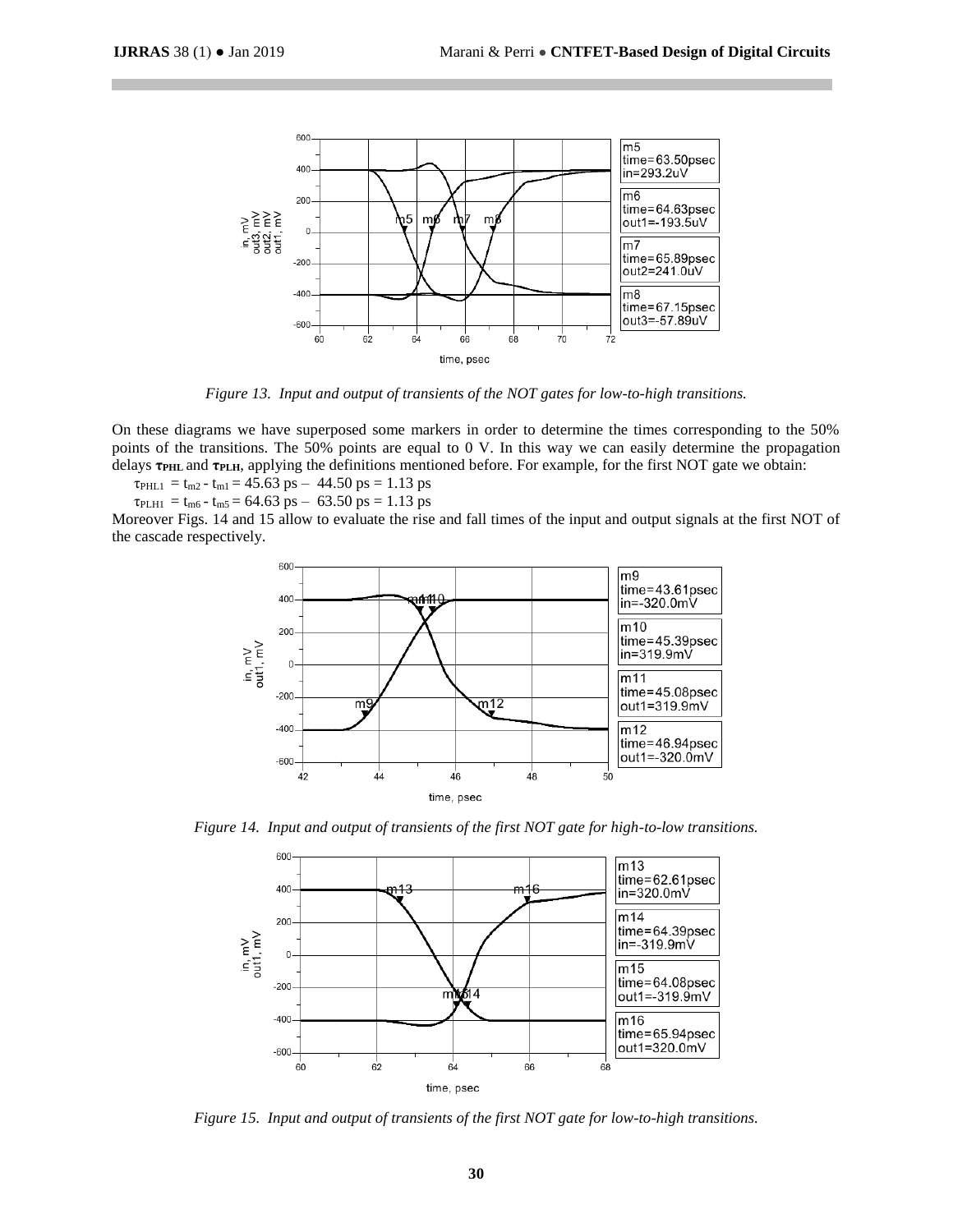*Figure 13. Input and output of transients of the NOT gates for low-to-high transitions.*

On these diagrams we have superposed some markers in order to determine the times corresponding to the 50% points of the transitions. The 50% points are equal to 0 V. In this way we can easily determine the propagation delays $\tau_{PHL}$ and $\tau_{PLH}$, applying the definitions mentioned before. For example, for the first NOT gate we obtain:

$\tau_{PHL1} = t_{m2} - t_{m1} = 45.63$ ps – 44.50 ps = 1.13 ps

$\tau_{PLH1} = t_{m6} - t_{m5} = 64.63$ ps – 63.50 ps = 1.13 ps

Moreover Figs. 14 and 15 allow to evaluate the rise and fall times of the input and output signals at the first NOT of the cascade respectively.

*Figure 14. Input and output of transients of the first NOT gate for high-to-low transitions.*

*Figure 15. Input and output of transients of the first NOT gate for low-to-high transitions.*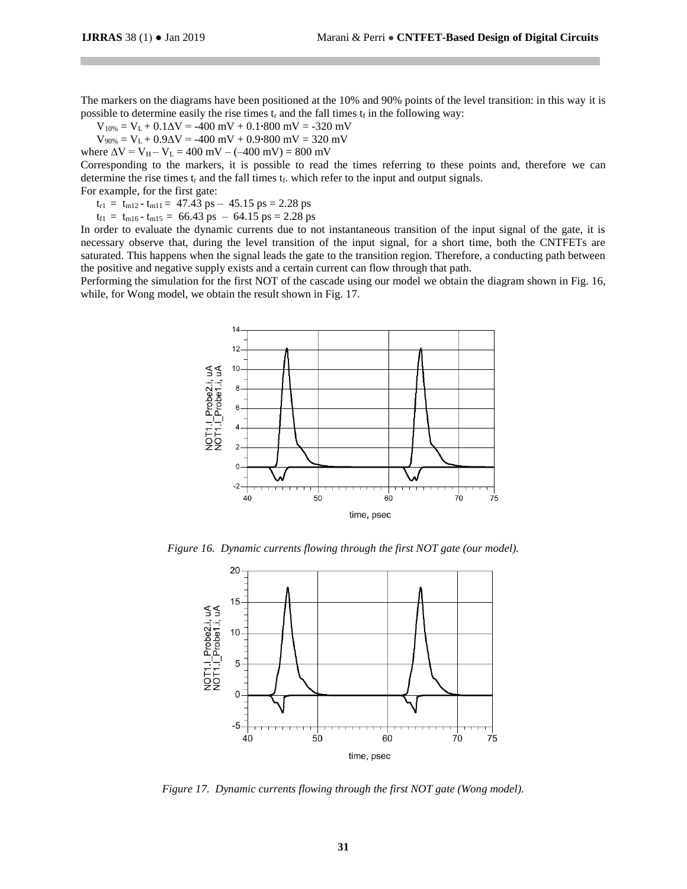The markers on the diagrams have been positioned at the 10% and 90% points of the level transition: in this way it is possible to determine easily the rise times $t_r$ and the fall times $t_f$ in the following way:

$V_{10\%} = V_L + 0.1\Delta V = -400\ \text{mV} + 0.1\cdot 800\ \text{mV} = -320\ \text{mV}$

$V_{90\%} = V_L + 0.9\Delta V = -400\ \text{mV} + 0.9\cdot 800\ \text{mV} = 320\ \text{mV}$

where $\Delta V = V_H - V_L = 400\ \text{mV} - (-400\ \text{mV}) = 800\ \text{mV}$

Corresponding to the markers, it is possible to read the times referring to these points and, therefore we can determine the rise times $t_r$ and the fall times $t_f$. which refer to the input and output signals.

For example, for the first gate:

$t_{r1} = t_{m12} - t_{m11} = 47.43\ \text{ps} - 45.15\ \text{ps} = 2.28\ \text{ps}$

$t_{f1} = t_{m16} - t_{m15} = 66.43\ \text{ps} - 64.15\ \text{ps} = 2.28\ \text{ps}$

In order to evaluate the dynamic currents due to not instantaneous transition of the input signal of the gate, it is necessary observe that, during the level transition of the input signal, for a short time, both the CNTFETs are saturated. This happens when the signal leads the gate to the transition region. Therefore, a conducting path between the positive and negative supply exists and a certain current can flow through that path.

Performing the simulation for the first NOT of the cascade using our model we obtain the diagram shown in Fig. 16, while, for Wong model, we obtain the result shown in Fig. 17.

*Figure 16. Dynamic currents flowing through the first NOT gate (our model).*

*Figure 17. Dynamic currents flowing through the first NOT gate (Wong model).*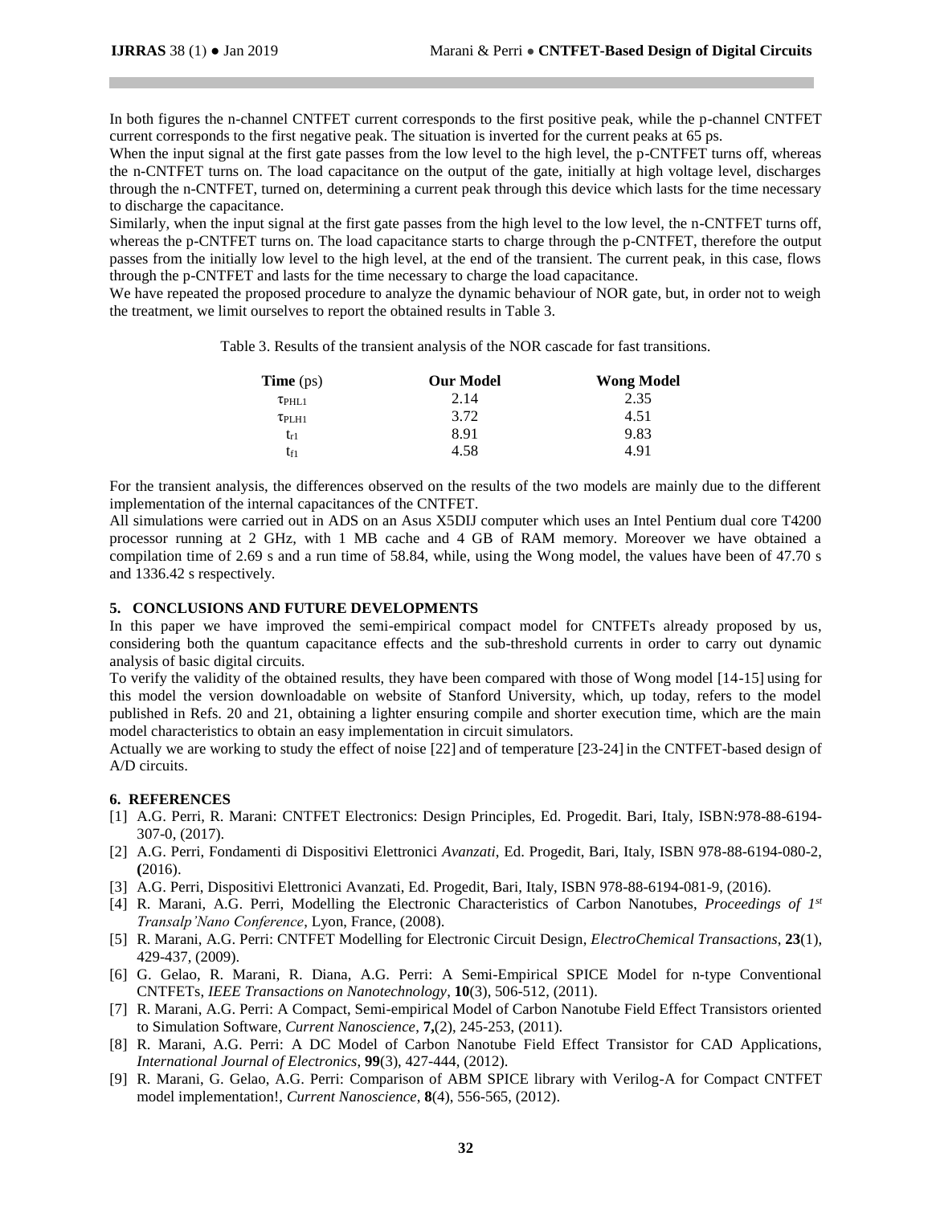In both figures the n-channel CNTFET current corresponds to the first positive peak, while the p-channel CNTFET current corresponds to the first negative peak. The situation is inverted for the current peaks at 65 ps.

When the input signal at the first gate passes from the low level to the high level, the p-CNTFET turns off, whereas the n-CNTFET turns on. The load capacitance on the output of the gate, initially at high voltage level, discharges through the n-CNTFET, turned on, determining a current peak through this device which lasts for the time necessary to discharge the capacitance.

Similarly, when the input signal at the first gate passes from the high level to the low level, the n-CNTFET turns off, whereas the p-CNTFET turns on. The load capacitance starts to charge through the p-CNTFET, therefore the output passes from the initially low level to the high level, at the end of the transient. The current peak, in this case, flows through the p-CNTFET and lasts for the time necessary to charge the load capacitance.

We have repeated the proposed procedure to analyze the dynamic behaviour of NOR gate, but, in order not to weigh the treatment, we limit ourselves to report the obtained results in Table 3.

Table 3. Results of the transient analysis of the NOR cascade for fast transitions.

| **Time** (ps) | **Our Model** | **Wong Model** |
|---|---|---|
| $\tau_{PHL1}$ | 2.14 | 2.35 |
| $\tau_{PLH1}$ | 3.72 | 4.51 |
| $t_{r1}$ | 8.91 | 9.83 |
| $t_{f1}$ | 4.58 | 4.91 |

For the transient analysis, the differences observed on the results of the two models are mainly due to the different implementation of the internal capacitances of the CNTFET.

All simulations were carried out in ADS on an Asus X5DIJ computer which uses an Intel Pentium dual core T4200 processor running at 2 GHz, with 1 MB cache and 4 GB of RAM memory. Moreover we have obtained a compilation time of 2.69 s and a run time of 58.84, while, using the Wong model, the values have been of 47.70 s and 1336.42 s respectively.

## 5. CONCLUSIONS AND FUTURE DEVELOPMENTS

In this paper we have improved the semi-empirical compact model for CNTFETs already proposed by us, considering both the quantum capacitance effects and the sub-threshold currents in order to carry out dynamic analysis of basic digital circuits.

To verify the validity of the obtained results, they have been compared with those of Wong model [14-15] using for this model the version downloadable on website of Stanford University, which, up today, refers to the model published in Refs. 20 and 21, obtaining a lighter ensuring compile and shorter execution time, which are the main model characteristics to obtain an easy implementation in circuit simulators.

Actually we are working to study the effect of noise [22] and of temperature [23-24] in the CNTFET-based design of A/D circuits.

## 6. REFERENCES

[1] A.G. Perri, R. Marani: CNTFET Electronics: Design Principles, Ed. Progedit. Bari, Italy, ISBN:978-88-6194-307-0, (2017).

[2] A.G. Perri, Fondamenti di Dispositivi Elettronici *Avanzati*, Ed. Progedit, Bari, Italy, ISBN 978-88-6194-080-2, (2016).

[3] A.G. Perri, Dispositivi Elettronici Avanzati, Ed. Progedit, Bari, Italy, ISBN 978-88-6194-081-9, (2016).

[4] R. Marani, A.G. Perri, Modelling the Electronic Characteristics of Carbon Nanotubes, *Proceedings of 1st Transalp'Nano Conference*, Lyon, France, (2008).

[5] R. Marani, A.G. Perri: CNTFET Modelling for Electronic Circuit Design, *ElectroChemical Transactions*, **23**(1), 429-437, (2009).

[6] G. Gelao, R. Marani, R. Diana, A.G. Perri: A Semi-Empirical SPICE Model for n-type Conventional CNTFETs, *IEEE Transactions on Nanotechnology*, **10**(3), 506-512, (2011).

[7] R. Marani, A.G. Perri: A Compact, Semi-empirical Model of Carbon Nanotube Field Effect Transistors oriented to Simulation Software, *Current Nanoscience*, **7,**(2), 245-253, (2011).

[8] R. Marani, A.G. Perri: A DC Model of Carbon Nanotube Field Effect Transistor for CAD Applications, *International Journal of Electronics*, **99**(3), 427-444, (2012).

[9] R. Marani, G. Gelao, A.G. Perri: Comparison of ABM SPICE library with Verilog-A for Compact CNTFET model implementation!, *Current Nanoscience*, **8**(4), 556-565, (2012).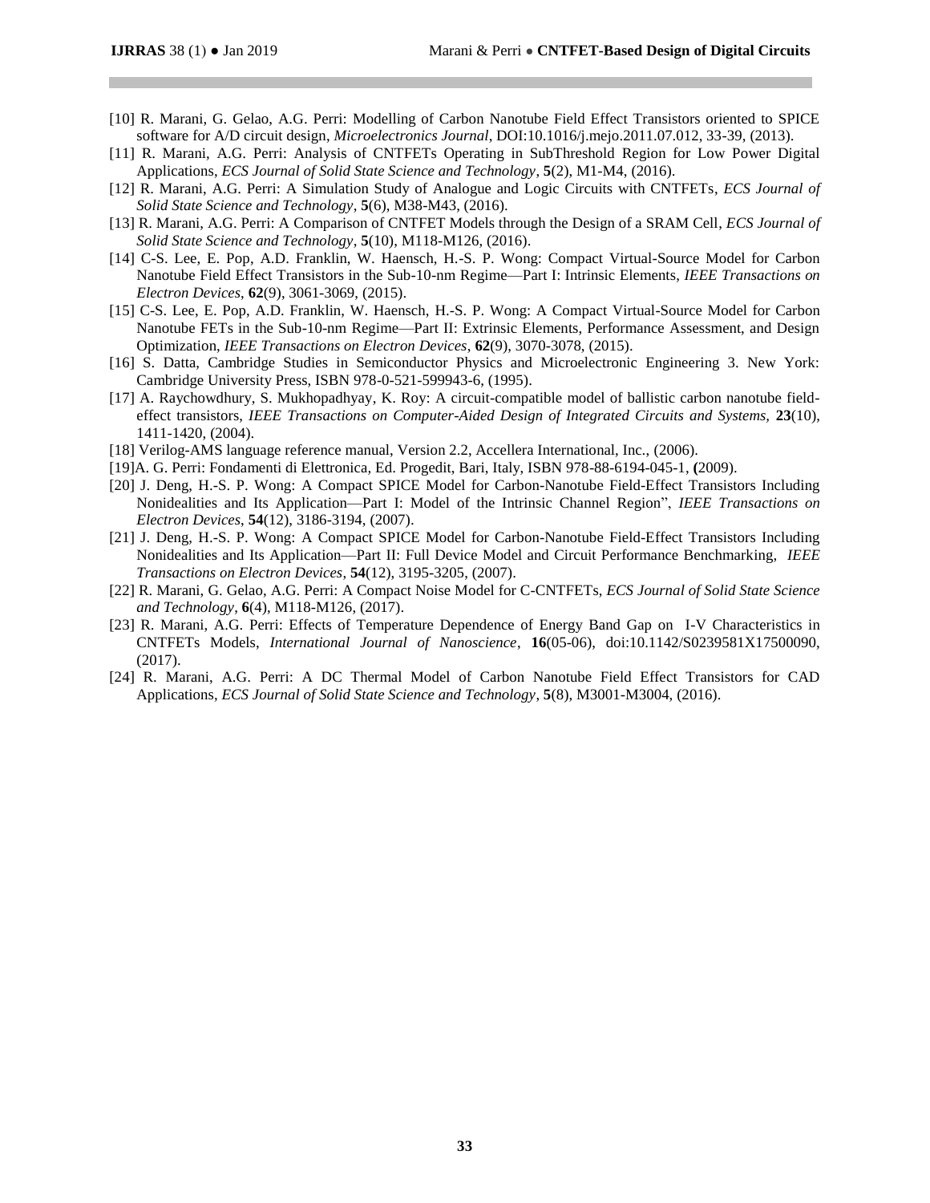[10] R. Marani, G. Gelao, A.G. Perri: Modelling of Carbon Nanotube Field Effect Transistors oriented to SPICE software for A/D circuit design, *Microelectronics Journal*, DOI:10.1016/j.mejo.2011.07.012, 33-39, (2013).

[11] R. Marani, A.G. Perri: Analysis of CNTFETs Operating in SubThreshold Region for Low Power Digital Applications, *ECS Journal of Solid State Science and Technology*, **5**(2), M1-M4, (2016).

[12] R. Marani, A.G. Perri: A Simulation Study of Analogue and Logic Circuits with CNTFETs, *ECS Journal of Solid State Science and Technology*, **5**(6), M38-M43, (2016).

[13] R. Marani, A.G. Perri: A Comparison of CNTFET Models through the Design of a SRAM Cell, *ECS Journal of Solid State Science and Technology*, **5**(10), M118-M126, (2016).

[14] C-S. Lee, E. Pop, A.D. Franklin, W. Haensch, H.-S. P. Wong: Compact Virtual-Source Model for Carbon Nanotube Field Effect Transistors in the Sub-10-nm Regime—Part I: Intrinsic Elements, *IEEE Transactions on Electron Devices*, **62**(9), 3061-3069, (2015).

[15] C-S. Lee, E. Pop, A.D. Franklin, W. Haensch, H.-S. P. Wong: A Compact Virtual-Source Model for Carbon Nanotube FETs in the Sub-10-nm Regime—Part II: Extrinsic Elements, Performance Assessment, and Design Optimization, *IEEE Transactions on Electron Devices*, **62**(9), 3070-3078, (2015).

[16] S. Datta, Cambridge Studies in Semiconductor Physics and Microelectronic Engineering 3. New York: Cambridge University Press, ISBN 978-0-521-599943-6, (1995).

[17] A. Raychowdhury, S. Mukhopadhyay, K. Roy: A circuit-compatible model of ballistic carbon nanotube field-effect transistors, *IEEE Transactions on Computer-Aided Design of Integrated Circuits and Systems,* **23**(10), 1411-1420, (2004).

[18] Verilog-AMS language reference manual, Version 2.2, Accellera International, Inc., (2006).

[19]A. G. Perri: Fondamenti di Elettronica, Ed. Progedit, Bari, Italy, ISBN 978-88-6194-045-1, **(**2009).

[20] J. Deng, H.-S. P. Wong: A Compact SPICE Model for Carbon-Nanotube Field-Effect Transistors Including Nonidealities and Its Application—Part I: Model of the Intrinsic Channel Region", *IEEE Transactions on Electron Devices*, **54**(12), 3186-3194, (2007).

[21] J. Deng, H.-S. P. Wong: A Compact SPICE Model for Carbon-Nanotube Field-Effect Transistors Including Nonidealities and Its Application—Part II: Full Device Model and Circuit Performance Benchmarking, *IEEE Transactions on Electron Devices*, **54**(12), 3195-3205, (2007).

[22] R. Marani, G. Gelao, A.G. Perri: A Compact Noise Model for C-CNTFETs, *ECS Journal of Solid State Science and Technology*, **6**(4), M118-M126, (2017).

[23] R. Marani, A.G. Perri: Effects of Temperature Dependence of Energy Band Gap on I-V Characteristics in CNTFETs Models, *International Journal of Nanoscience*, **16**(05-06), doi:10.1142/S0239581X17500090, (2017).

[24] R. Marani, A.G. Perri: A DC Thermal Model of Carbon Nanotube Field Effect Transistors for CAD Applications, *ECS Journal of Solid State Science and Technology*, **5**(8), M3001-M3004, (2016).